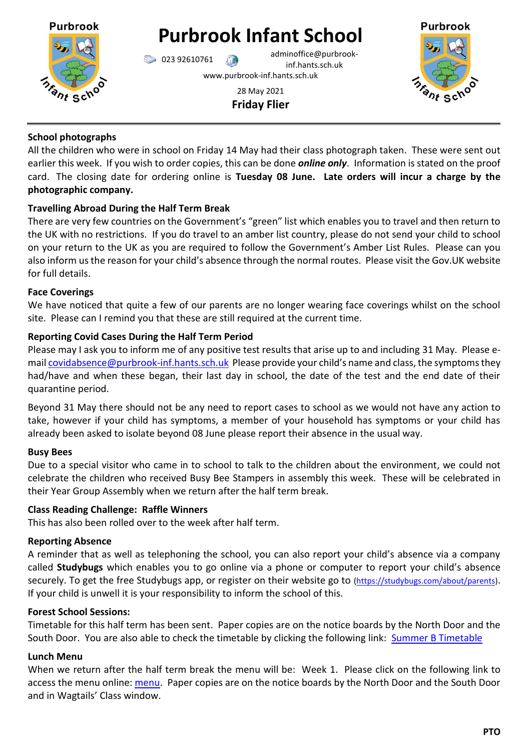# Purbrook Infant School

023 92610761 adminoffice@purbrook-inf.hants.sch.uk

www.purbrook-inf.hants.sch.uk

28 May 2021

**Friday Flier**

---

**School photographs**

All the children who were in school on Friday 14 May had their class photograph taken. These were sent out earlier this week. If you wish to order copies, this can be done ***online only***. Information is stated on the proof card. The closing date for ordering online is **Tuesday 08 June. Late orders will incur a charge by the photographic company.**

**Travelling Abroad During the Half Term Break**

There are very few countries on the Government's "green" list which enables you to travel and then return to the UK with no restrictions. If you do travel to an amber list country, please do not send your child to school on your return to the UK as you are required to follow the Government's Amber List Rules. Please can you also inform us the reason for your child's absence through the normal routes. Please visit the Gov.UK website for full details.

**Face Coverings**

We have noticed that quite a few of our parents are no longer wearing face coverings whilst on the school site. Please can I remind you that these are still required at the current time.

**Reporting Covid Cases During the Half Term Period**

Please may I ask you to inform me of any positive test results that arise up to and including 31 May. Please e-mail covidabsence@purbrook-inf.hants.sch.uk Please provide your child's name and class, the symptoms they had/have and when these began, their last day in school, the date of the test and the end date of their quarantine period.

Beyond 31 May there should not be any need to report cases to school as we would not have any action to take, however if your child has symptoms, a member of your household has symptoms or your child has already been asked to isolate beyond 08 June please report their absence in the usual way.

**Busy Bees**

Due to a special visitor who came in to school to talk to the children about the environment, we could not celebrate the children who received Busy Bee Stampers in assembly this week. These will be celebrated in their Year Group Assembly when we return after the half term break.

**Class Reading Challenge: Raffle Winners**

This has also been rolled over to the week after half term.

**Reporting Absence**

A reminder that as well as telephoning the school, you can also report your child's absence via a company called **Studybugs** which enables you to go online via a phone or computer to report your child's absence securely. To get the free Studybugs app, or register on their website go to (https://studybugs.com/about/parents). If your child is unwell it is your responsibility to inform the school of this.

**Forest School Sessions:**

Timetable for this half term has been sent. Paper copies are on the notice boards by the North Door and the South Door. You are also able to check the timetable by clicking the following link: Summer B Timetable

**Lunch Menu**

When we return after the half term break the menu will be: Week 1. Please click on the following link to access the menu online: menu. Paper copies are on the notice boards by the North Door and the South Door and in Wagtails' Class window.

**PTO**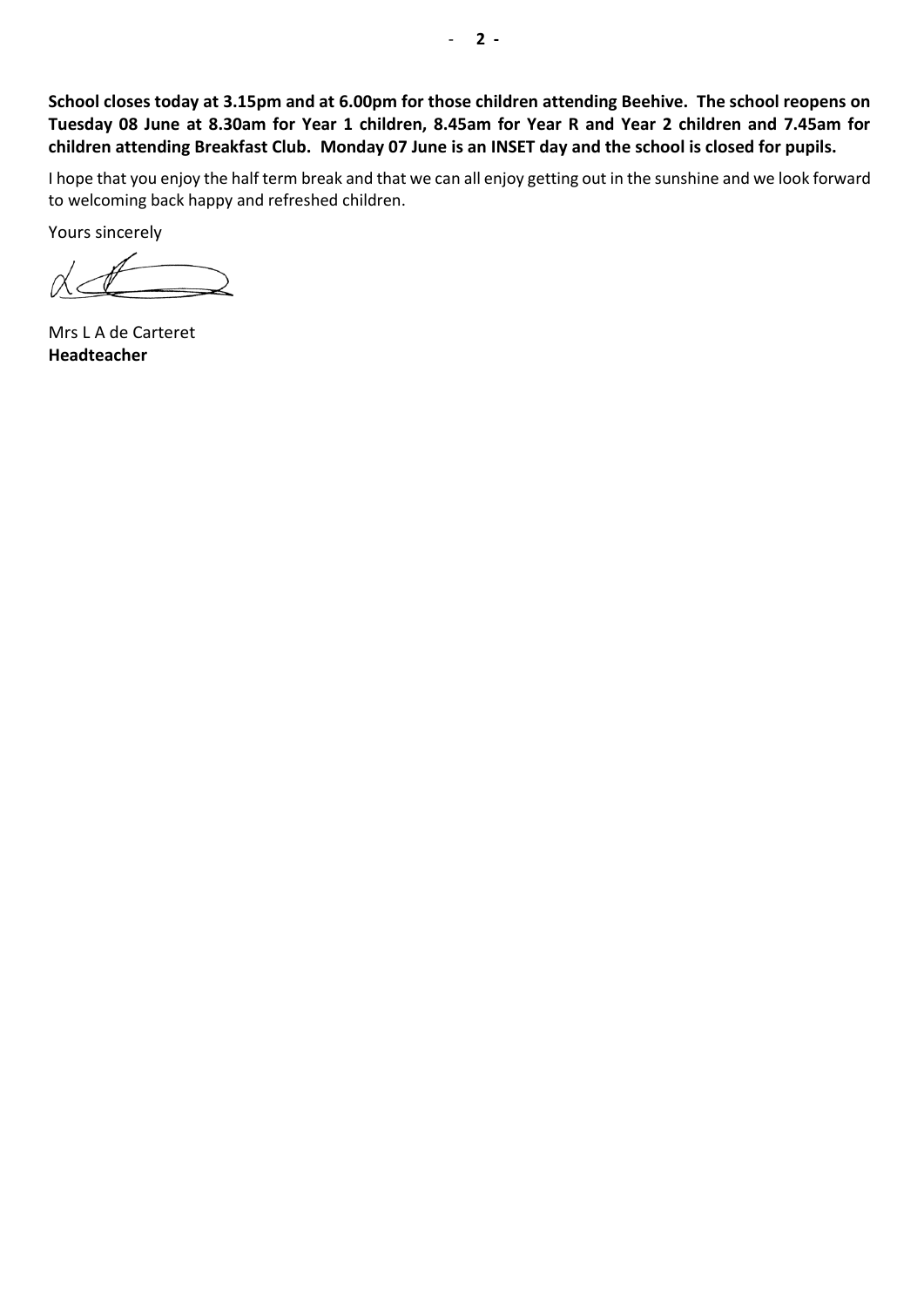**School closes today at 3.15pm and at 6.00pm for those children attending Beehive. The school reopens on Tuesday 08 June at 8.30am for Year 1 children, 8.45am for Year R and Year 2 children and 7.45am for children attending Breakfast Club. Monday 07 June is an INSET day and the school is closed for pupils.**

I hope that you enjoy the half term break and that we can all enjoy getting out in the sunshine and we look forward to welcoming back happy and refreshed children.

Yours sincerely

Mrs L A de Carteret
**Headteacher**